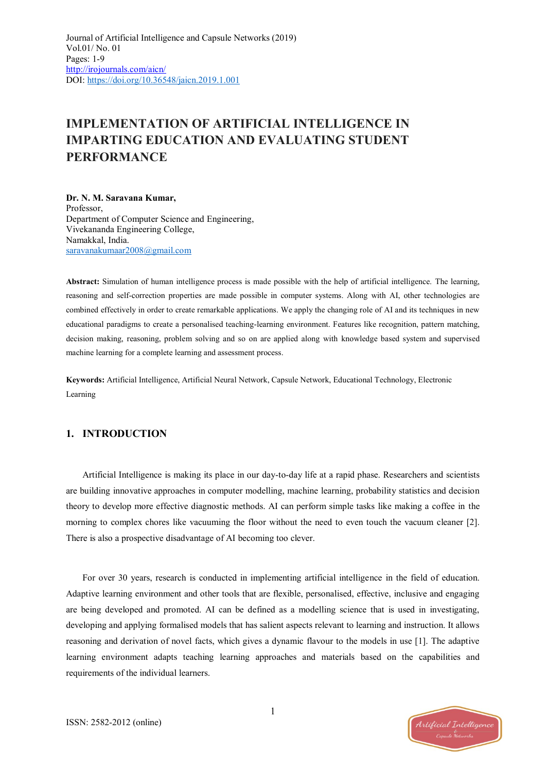# IMPLEMENTATION OF ARTIFICIAL INTELLIGENCE IN IMPARTING EDUCATION AND EVALUATING STUDENT PERFORMANCE

**Dr. N. M. Saravana Kumar,**
Professor,
Department of Computer Science and Engineering,
Vivekananda Engineering College,
Namakkal, India.
saravanakumaar2008@gmail.com

**Abstract:** Simulation of human intelligence process is made possible with the help of artificial intelligence. The learning, reasoning and self-correction properties are made possible in computer systems. Along with AI, other technologies are combined effectively in order to create remarkable applications. We apply the changing role of AI and its techniques in new educational paradigms to create a personalised teaching-learning environment. Features like recognition, pattern matching, decision making, reasoning, problem solving and so on are applied along with knowledge based system and supervised machine learning for a complete learning and assessment process.

**Keywords:** Artificial Intelligence, Artificial Neural Network, Capsule Network, Educational Technology, Electronic Learning

## 1. INTRODUCTION

Artificial Intelligence is making its place in our day-to-day life at a rapid phase. Researchers and scientists are building innovative approaches in computer modelling, machine learning, probability statistics and decision theory to develop more effective diagnostic methods. AI can perform simple tasks like making a coffee in the morning to complex chores like vacuuming the floor without the need to even touch the vacuum cleaner [2]. There is also a prospective disadvantage of AI becoming too clever.

For over 30 years, research is conducted in implementing artificial intelligence in the field of education. Adaptive learning environment and other tools that are flexible, personalised, effective, inclusive and engaging are being developed and promoted. AI can be defined as a modelling science that is used in investigating, developing and applying formalised models that has salient aspects relevant to learning and instruction. It allows reasoning and derivation of novel facts, which gives a dynamic flavour to the models in use [1]. The adaptive learning environment adapts teaching learning approaches and materials based on the capabilities and requirements of the individual learners.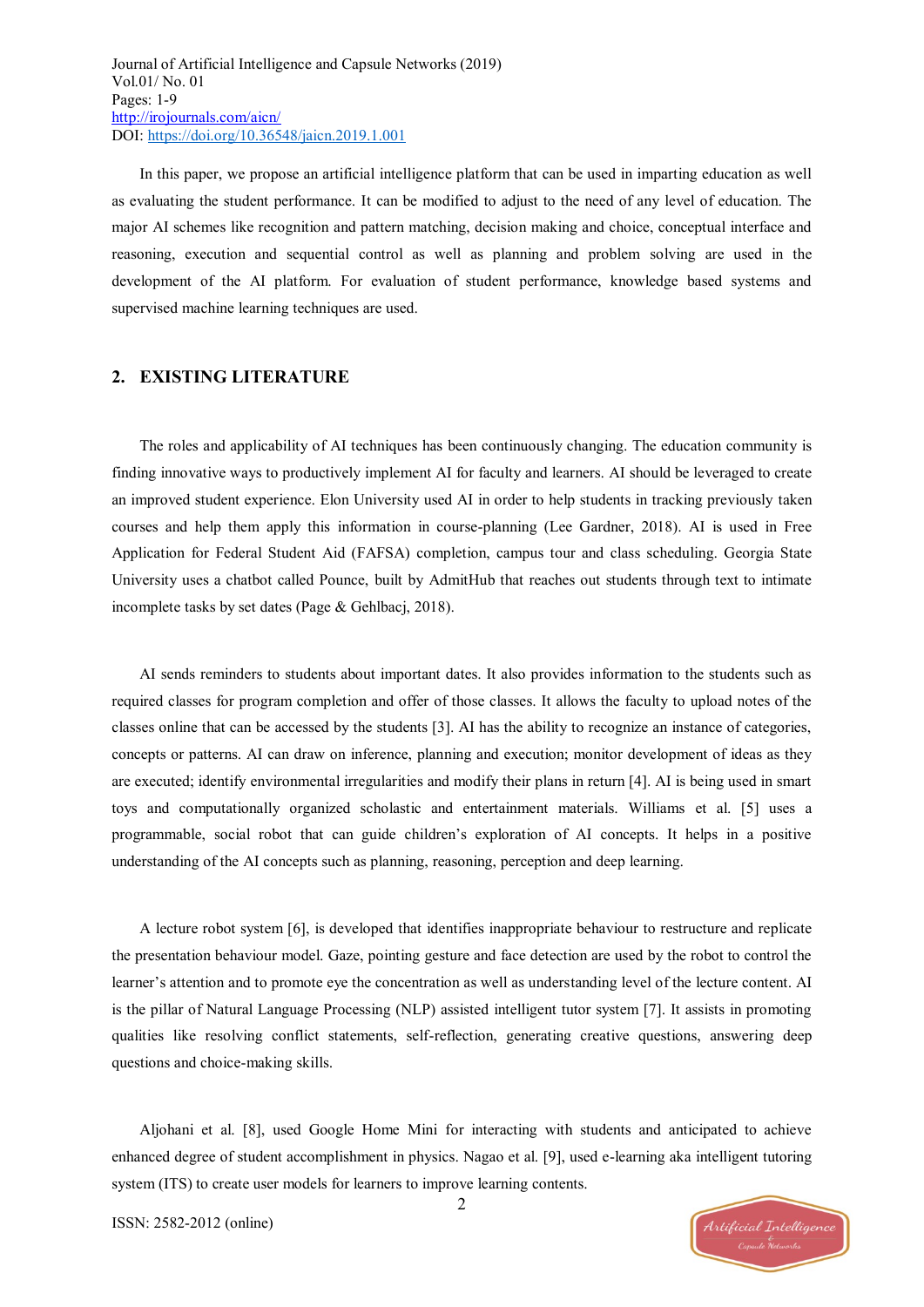In this paper, we propose an artificial intelligence platform that can be used in imparting education as well as evaluating the student performance. It can be modified to adjust to the need of any level of education. The major AI schemes like recognition and pattern matching, decision making and choice, conceptual interface and reasoning, execution and sequential control as well as planning and problem solving are used in the development of the AI platform. For evaluation of student performance, knowledge based systems and supervised machine learning techniques are used.

## 2. EXISTING LITERATURE

The roles and applicability of AI techniques has been continuously changing. The education community is finding innovative ways to productively implement AI for faculty and learners. AI should be leveraged to create an improved student experience. Elon University used AI in order to help students in tracking previously taken courses and help them apply this information in course-planning (Lee Gardner, 2018). AI is used in Free Application for Federal Student Aid (FAFSA) completion, campus tour and class scheduling. Georgia State University uses a chatbot called Pounce, built by AdmitHub that reaches out students through text to intimate incomplete tasks by set dates (Page & Gehlbacj, 2018).

AI sends reminders to students about important dates. It also provides information to the students such as required classes for program completion and offer of those classes. It allows the faculty to upload notes of the classes online that can be accessed by the students [3]. AI has the ability to recognize an instance of categories, concepts or patterns. AI can draw on inference, planning and execution; monitor development of ideas as they are executed; identify environmental irregularities and modify their plans in return [4]. AI is being used in smart toys and computationally organized scholastic and entertainment materials. Williams et al. [5] uses a programmable, social robot that can guide children's exploration of AI concepts. It helps in a positive understanding of the AI concepts such as planning, reasoning, perception and deep learning.

A lecture robot system [6], is developed that identifies inappropriate behaviour to restructure and replicate the presentation behaviour model. Gaze, pointing gesture and face detection are used by the robot to control the learner's attention and to promote eye the concentration as well as understanding level of the lecture content. AI is the pillar of Natural Language Processing (NLP) assisted intelligent tutor system [7]. It assists in promoting qualities like resolving conflict statements, self-reflection, generating creative questions, answering deep questions and choice-making skills.

Aljohani et al. [8], used Google Home Mini for interacting with students and anticipated to achieve enhanced degree of student accomplishment in physics. Nagao et al. [9], used e-learning aka intelligent tutoring system (ITS) to create user models for learners to improve learning contents.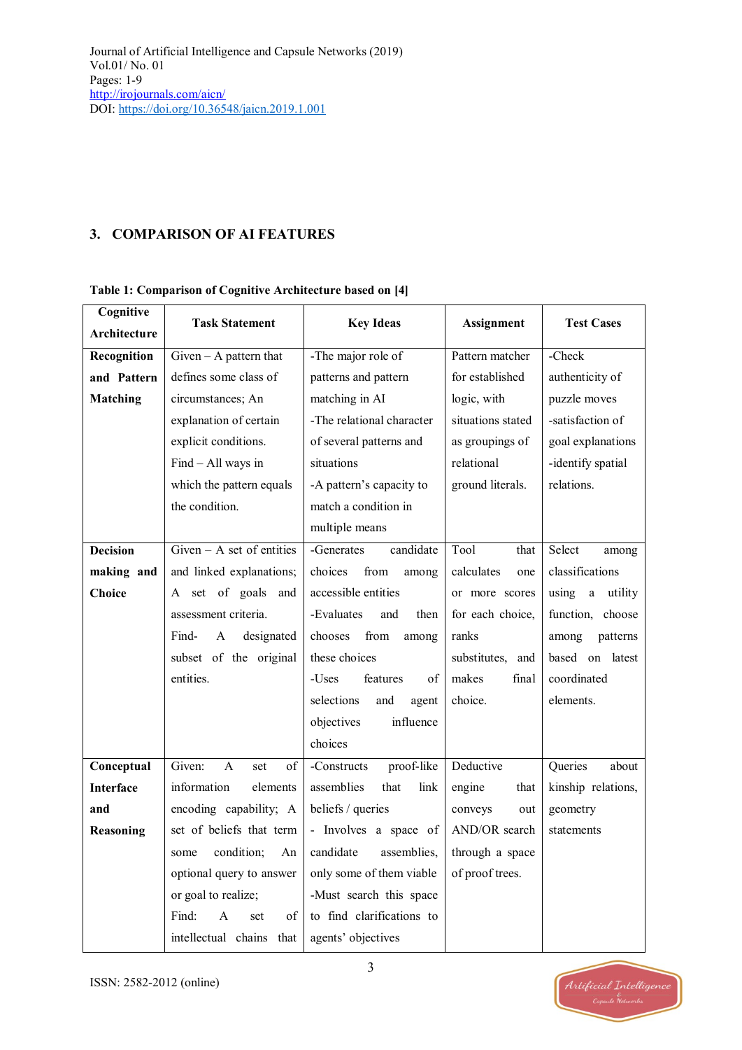## 3. COMPARISON OF AI FEATURES

**Table 1: Comparison of Cognitive Architecture based on [4]**

| Cognitive Architecture | Task Statement | Key Ideas | Assignment | Test Cases |
|---|---|---|---|---|
| **Recognition and Pattern Matching** | Given – A pattern that defines some class of circumstances; An explanation of certain explicit conditions. Find – All ways in which the pattern equals the condition. | -The major role of patterns and pattern matching in AI -The relational character of several patterns and situations -A pattern's capacity to match a condition in multiple means | Pattern matcher for established logic, with situations stated as groupings of relational ground literals. | -Check authenticity of puzzle moves -satisfaction of goal explanations -identify spatial relations. |
| **Decision making and Choice** | Given – A set of entities and linked explanations; A set of goals and assessment criteria. Find- A designated subset of the original entities. | -Generates candidate choices from among accessible entities -Evaluates and then chooses from among these choices -Uses features of selections and agent objectives influence choices | Tool that calculates one or more scores for each choice, ranks substitutes, and makes final choice. | Select among classifications using a utility function, choose among patterns based on latest coordinated elements. |
| **Conceptual Interface and Reasoning** | Given: A set of information elements encoding capability; A set of beliefs that term some condition; An optional query to answer or goal to realize; Find: A set of intellectual chains that | -Constructs proof-like assemblies that link beliefs / queries - Involves a space of candidate assemblies, only some of them viable -Must search this space to find clarifications to agents' objectives | Deductive engine that conveys out AND/OR search through a space of proof trees. | Queries about kinship relations, geometry statements |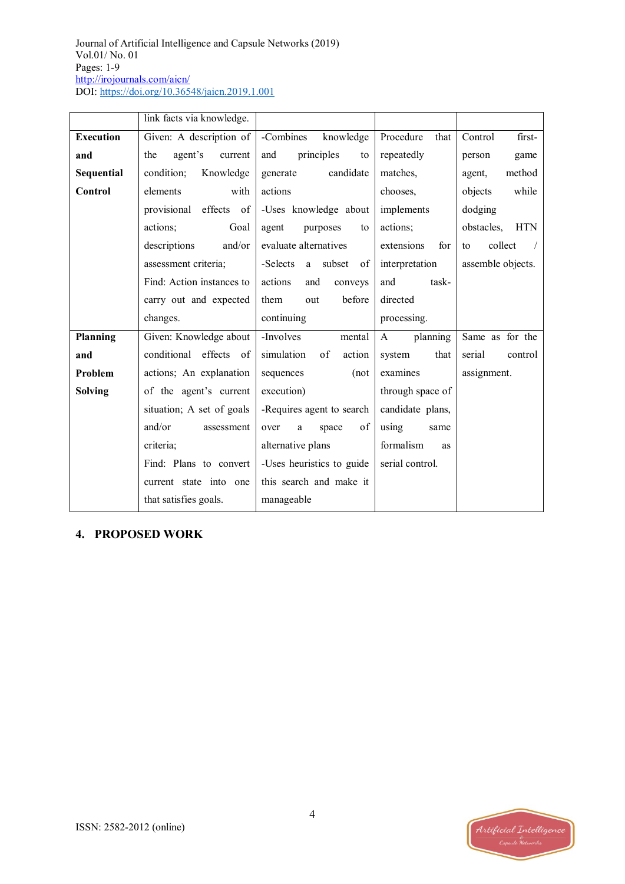| | link facts via knowledge. | | | |
|---|---|---|---|---|
| **Execution and Sequential Control** | Given: A description of the agent's current condition; Knowledge elements with provisional effects of actions; Goal descriptions and/or assessment criteria; Find: Action instances to carry out and expected changes. | -Combines knowledge and principles to generate candidate actions -Uses knowledge about agent purposes to evaluate alternatives -Selects a subset of actions and conveys them out before continuing | Procedure that repeatedly matches, chooses, implements actions; extensions for interpretation and task-directed processing. | Control first-person game agent, method objects while dodging obstacles, HTN to collect / assemble objects. |
| **Planning and Problem Solving** | Given: Knowledge about conditional effects of actions; An explanation of the agent's current situation; A set of goals and/or assessment criteria; Find: Plans to convert current state into one that satisfies goals. | -Involves mental simulation of action sequences (not execution) -Requires agent to search over a space of alternative plans -Uses heuristics to guide this search and make it manageable | A planning system that examines through space of candidate plans, using same formalism as serial control. | Same as for the serial control assignment. |

## 4. PROPOSED WORK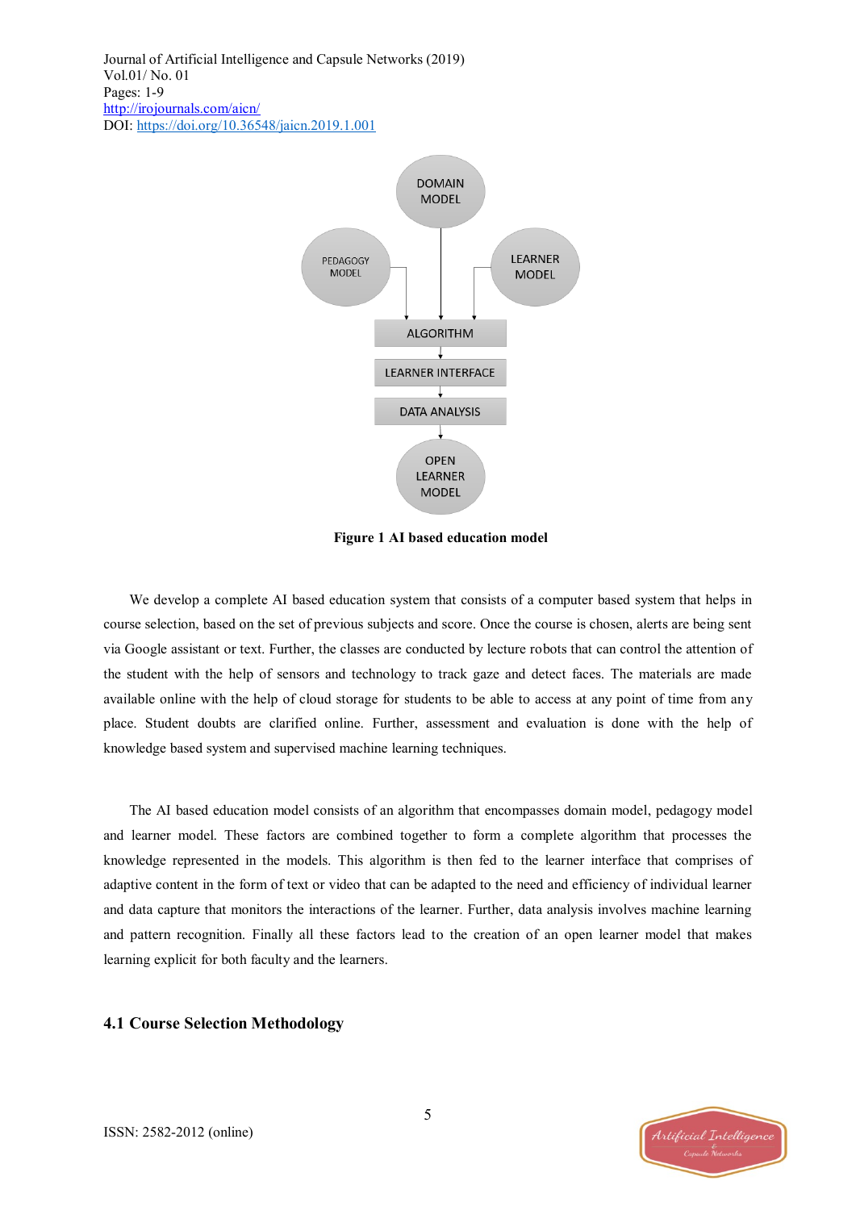**Figure 1 AI based education model**

We develop a complete AI based education system that consists of a computer based system that helps in course selection, based on the set of previous subjects and score. Once the course is chosen, alerts are being sent via Google assistant or text. Further, the classes are conducted by lecture robots that can control the attention of the student with the help of sensors and technology to track gaze and detect faces. The materials are made available online with the help of cloud storage for students to be able to access at any point of time from any place. Student doubts are clarified online. Further, assessment and evaluation is done with the help of knowledge based system and supervised machine learning techniques.

The AI based education model consists of an algorithm that encompasses domain model, pedagogy model and learner model. These factors are combined together to form a complete algorithm that processes the knowledge represented in the models. This algorithm is then fed to the learner interface that comprises of adaptive content in the form of text or video that can be adapted to the need and efficiency of individual learner and data capture that monitors the interactions of the learner. Further, data analysis involves machine learning and pattern recognition. Finally all these factors lead to the creation of an open learner model that makes learning explicit for both faculty and the learners.

### 4.1 Course Selection Methodology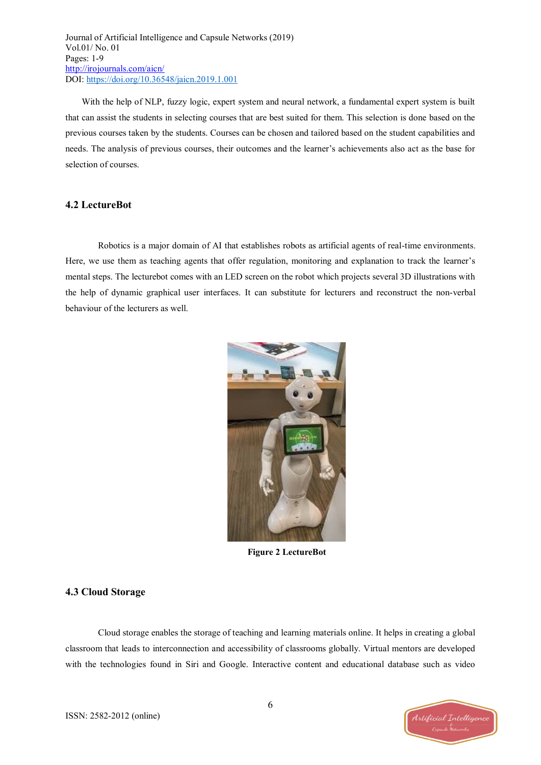With the help of NLP, fuzzy logic, expert system and neural network, a fundamental expert system is built that can assist the students in selecting courses that are best suited for them. This selection is done based on the previous courses taken by the students. Courses can be chosen and tailored based on the student capabilities and needs. The analysis of previous courses, their outcomes and the learner's achievements also act as the base for selection of courses.

### 4.2 LectureBot

Robotics is a major domain of AI that establishes robots as artificial agents of real-time environments. Here, we use them as teaching agents that offer regulation, monitoring and explanation to track the learner's mental steps. The lecturebot comes with an LED screen on the robot which projects several 3D illustrations with the help of dynamic graphical user interfaces. It can substitute for lecturers and reconstruct the non-verbal behaviour of the lecturers as well.

**Figure 2 LectureBot**

### 4.3 Cloud Storage

Cloud storage enables the storage of teaching and learning materials online. It helps in creating a global classroom that leads to interconnection and accessibility of classrooms globally. Virtual mentors are developed with the technologies found in Siri and Google. Interactive content and educational database such as video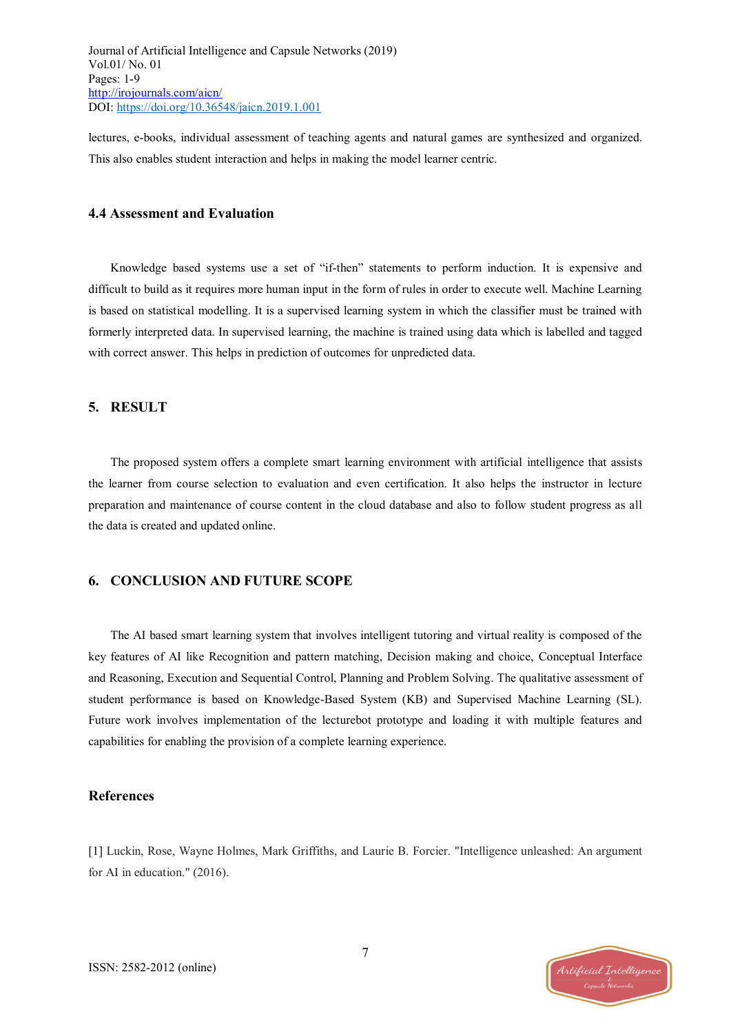lectures, e-books, individual assessment of teaching agents and natural games are synthesized and organized. This also enables student interaction and helps in making the model learner centric.

### 4.4 Assessment and Evaluation

Knowledge based systems use a set of "if-then" statements to perform induction. It is expensive and difficult to build as it requires more human input in the form of rules in order to execute well. Machine Learning is based on statistical modelling. It is a supervised learning system in which the classifier must be trained with formerly interpreted data. In supervised learning, the machine is trained using data which is labelled and tagged with correct answer. This helps in prediction of outcomes for unpredicted data.

## 5. RESULT

The proposed system offers a complete smart learning environment with artificial intelligence that assists the learner from course selection to evaluation and even certification. It also helps the instructor in lecture preparation and maintenance of course content in the cloud database and also to follow student progress as all the data is created and updated online.

## 6. CONCLUSION AND FUTURE SCOPE

The AI based smart learning system that involves intelligent tutoring and virtual reality is composed of the key features of AI like Recognition and pattern matching, Decision making and choice, Conceptual Interface and Reasoning, Execution and Sequential Control, Planning and Problem Solving. The qualitative assessment of student performance is based on Knowledge-Based System (KB) and Supervised Machine Learning (SL). Future work involves implementation of the lecturebot prototype and loading it with multiple features and capabilities for enabling the provision of a complete learning experience.

## References

[1] Luckin, Rose, Wayne Holmes, Mark Griffiths, and Laurie B. Forcier. "Intelligence unleashed: An argument for AI in education." (2016).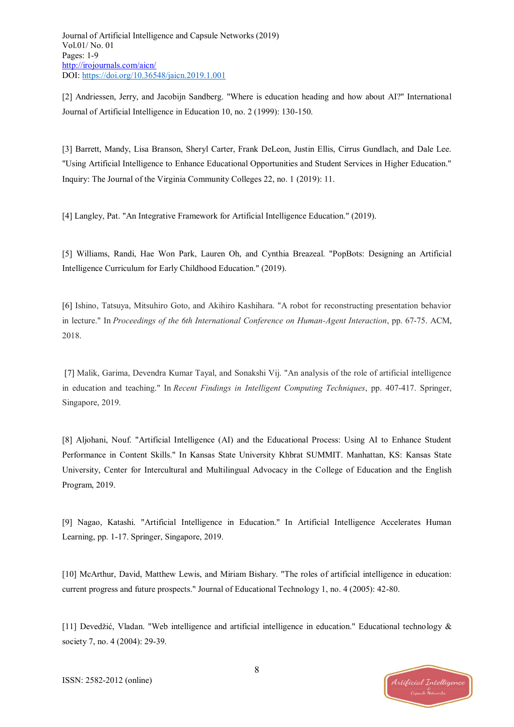[2] Andriessen, Jerry, and Jacobijn Sandberg. "Where is education heading and how about AI?" International Journal of Artificial Intelligence in Education 10, no. 2 (1999): 130-150.

[3] Barrett, Mandy, Lisa Branson, Sheryl Carter, Frank DeLeon, Justin Ellis, Cirrus Gundlach, and Dale Lee. "Using Artificial Intelligence to Enhance Educational Opportunities and Student Services in Higher Education." Inquiry: The Journal of the Virginia Community Colleges 22, no. 1 (2019): 11.

[4] Langley, Pat. "An Integrative Framework for Artificial Intelligence Education." (2019).

[5] Williams, Randi, Hae Won Park, Lauren Oh, and Cynthia Breazeal. "PopBots: Designing an Artificial Intelligence Curriculum for Early Childhood Education." (2019).

[6] Ishino, Tatsuya, Mitsuhiro Goto, and Akihiro Kashihara. "A robot for reconstructing presentation behavior in lecture." In *Proceedings of the 6th International Conference on Human-Agent Interaction*, pp. 67-75. ACM, 2018.

[7] Malik, Garima, Devendra Kumar Tayal, and Sonakshi Vij. "An analysis of the role of artificial intelligence in education and teaching." In *Recent Findings in Intelligent Computing Techniques*, pp. 407-417. Springer, Singapore, 2019.

[8] Aljohani, Nouf. "Artificial Intelligence (AI) and the Educational Process: Using AI to Enhance Student Performance in Content Skills." In Kansas State University Khbrat SUMMIT. Manhattan, KS: Kansas State University, Center for Intercultural and Multilingual Advocacy in the College of Education and the English Program, 2019.

[9] Nagao, Katashi. "Artificial Intelligence in Education." In Artificial Intelligence Accelerates Human Learning, pp. 1-17. Springer, Singapore, 2019.

[10] McArthur, David, Matthew Lewis, and Miriam Bishary. "The roles of artificial intelligence in education: current progress and future prospects." Journal of Educational Technology 1, no. 4 (2005): 42-80.

[11] Devedžić, Vladan. "Web intelligence and artificial intelligence in education." Educational technology & society 7, no. 4 (2004): 29-39.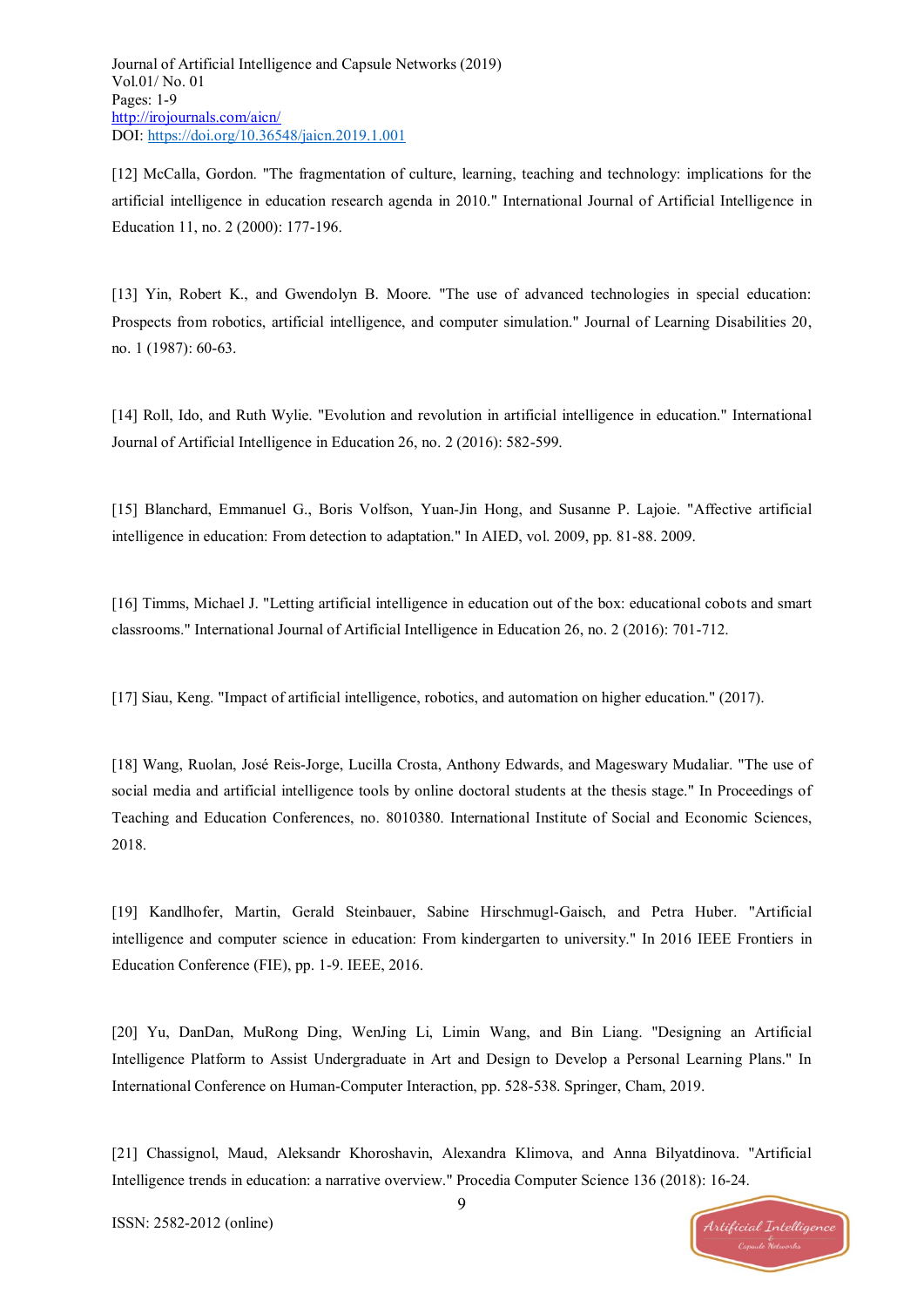[12] McCalla, Gordon. "The fragmentation of culture, learning, teaching and technology: implications for the artificial intelligence in education research agenda in 2010." International Journal of Artificial Intelligence in Education 11, no. 2 (2000): 177-196.

[13] Yin, Robert K., and Gwendolyn B. Moore. "The use of advanced technologies in special education: Prospects from robotics, artificial intelligence, and computer simulation." Journal of Learning Disabilities 20, no. 1 (1987): 60-63.

[14] Roll, Ido, and Ruth Wylie. "Evolution and revolution in artificial intelligence in education." International Journal of Artificial Intelligence in Education 26, no. 2 (2016): 582-599.

[15] Blanchard, Emmanuel G., Boris Volfson, Yuan-Jin Hong, and Susanne P. Lajoie. "Affective artificial intelligence in education: From detection to adaptation." In AIED, vol. 2009, pp. 81-88. 2009.

[16] Timms, Michael J. "Letting artificial intelligence in education out of the box: educational cobots and smart classrooms." International Journal of Artificial Intelligence in Education 26, no. 2 (2016): 701-712.

[17] Siau, Keng. "Impact of artificial intelligence, robotics, and automation on higher education." (2017).

[18] Wang, Ruolan, José Reis-Jorge, Lucilla Crosta, Anthony Edwards, and Mageswary Mudaliar. "The use of social media and artificial intelligence tools by online doctoral students at the thesis stage." In Proceedings of Teaching and Education Conferences, no. 8010380. International Institute of Social and Economic Sciences, 2018.

[19] Kandlhofer, Martin, Gerald Steinbauer, Sabine Hirschmugl-Gaisch, and Petra Huber. "Artificial intelligence and computer science in education: From kindergarten to university." In 2016 IEEE Frontiers in Education Conference (FIE), pp. 1-9. IEEE, 2016.

[20] Yu, DanDan, MuRong Ding, WenJing Li, Limin Wang, and Bin Liang. "Designing an Artificial Intelligence Platform to Assist Undergraduate in Art and Design to Develop a Personal Learning Plans." In International Conference on Human-Computer Interaction, pp. 528-538. Springer, Cham, 2019.

[21] Chassignol, Maud, Aleksandr Khoroshavin, Alexandra Klimova, and Anna Bilyatdinova. "Artificial Intelligence trends in education: a narrative overview." Procedia Computer Science 136 (2018): 16-24.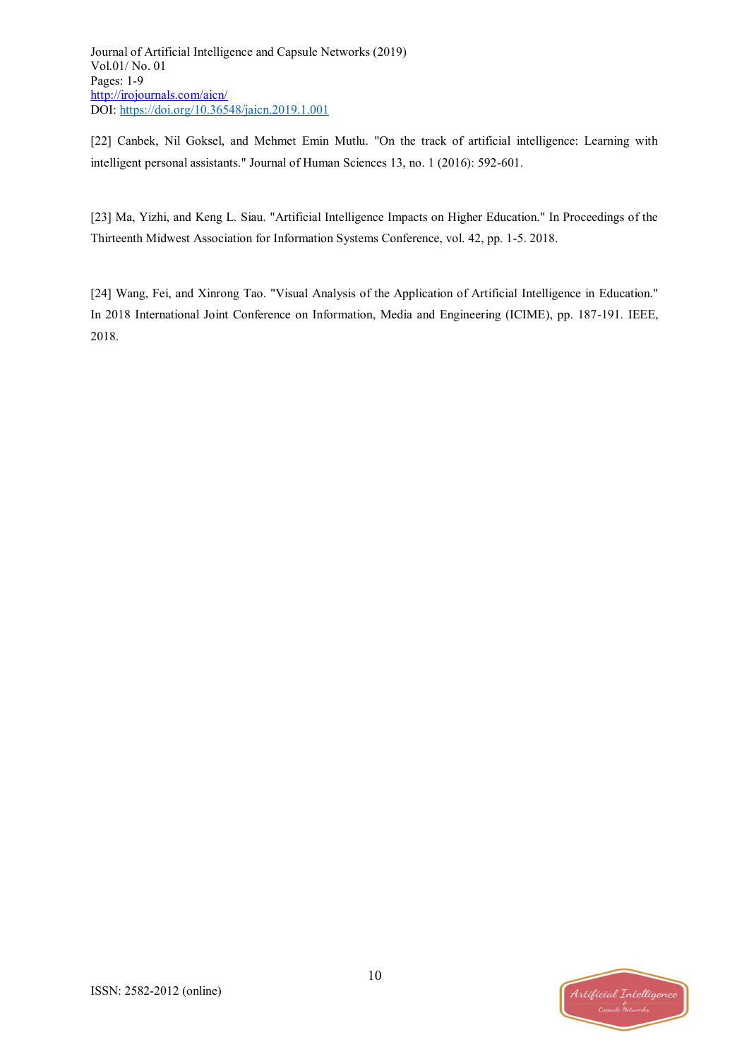[22] Canbek, Nil Goksel, and Mehmet Emin Mutlu. "On the track of artificial intelligence: Learning with intelligent personal assistants." Journal of Human Sciences 13, no. 1 (2016): 592-601.

[23] Ma, Yizhi, and Keng L. Siau. "Artificial Intelligence Impacts on Higher Education." In Proceedings of the Thirteenth Midwest Association for Information Systems Conference, vol. 42, pp. 1-5. 2018.

[24] Wang, Fei, and Xinrong Tao. "Visual Analysis of the Application of Artificial Intelligence in Education." In 2018 International Joint Conference on Information, Media and Engineering (ICIME), pp. 187-191. IEEE, 2018.